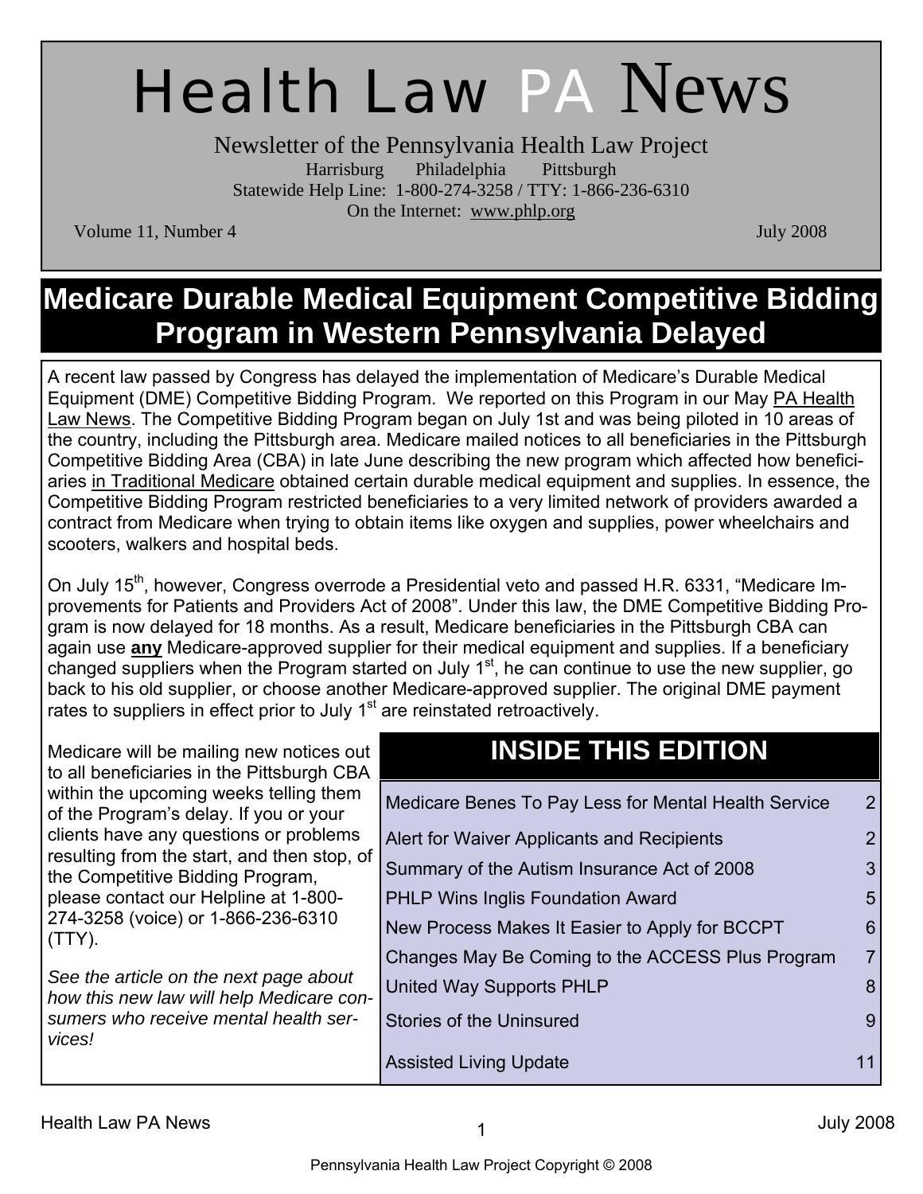# Health Law PA News

Newsletter of the Pennsylvania Health Law Project

Harrisburg Philadelphia Pittsburgh

Statewide Help Line: 1-800-274-3258 / TTY: 1-866-236-6310

On the Internet: www.phlp.org

Volume 11, Number 4 July 2008

## Medicare Durable Medical Equipment Competitive Bidding Program in Western Pennsylvania Delayed

A recent law passed by Congress has delayed the implementation of Medicare's Durable Medical Equipment (DME) Competitive Bidding Program. We reported on this Program in our May PA Health Law News. The Competitive Bidding Program began on July 1st and was being piloted in 10 areas of the country, including the Pittsburgh area. Medicare mailed notices to all beneficiaries in the Pittsburgh Competitive Bidding Area (CBA) in late June describing the new program which affected how beneficiaries in Traditional Medicare obtained certain durable medical equipment and supplies. In essence, the Competitive Bidding Program restricted beneficiaries to a very limited network of providers awarded a contract from Medicare when trying to obtain items like oxygen and supplies, power wheelchairs and scooters, walkers and hospital beds.

On July 15th, however, Congress overrode a Presidential veto and passed H.R. 6331, "Medicare Improvements for Patients and Providers Act of 2008". Under this law, the DME Competitive Bidding Program is now delayed for 18 months. As a result, Medicare beneficiaries in the Pittsburgh CBA can again use **any** Medicare-approved supplier for their medical equipment and supplies. If a beneficiary changed suppliers when the Program started on July 1st, he can continue to use the new supplier, go back to his old supplier, or choose another Medicare-approved supplier. The original DME payment rates to suppliers in effect prior to July 1st are reinstated retroactively.

Medicare will be mailing new notices out to all beneficiaries in the Pittsburgh CBA within the upcoming weeks telling them of the Program's delay. If you or your clients have any questions or problems resulting from the start, and then stop, of the Competitive Bidding Program, please contact our Helpline at 1-800-274-3258 (voice) or 1-866-236-6310 (TTY).

*See the article on the next page about how this new law will help Medicare consumers who receive mental health services!*

## INSIDE THIS EDITION

| | |
|---|---|
| Medicare Benes To Pay Less for Mental Health Service | 2 |
| Alert for Waiver Applicants and Recipients | 2 |
| Summary of the Autism Insurance Act of 2008 | 3 |
| PHLP Wins Inglis Foundation Award | 5 |
| New Process Makes It Easier to Apply for BCCPT | 6 |
| Changes May Be Coming to the ACCESS Plus Program | 7 |
| United Way Supports PHLP | 8 |
| Stories of the Uninsured | 9 |
| Assisted Living Update | 11 |

Pennsylvania Health Law Project Copyright © 2008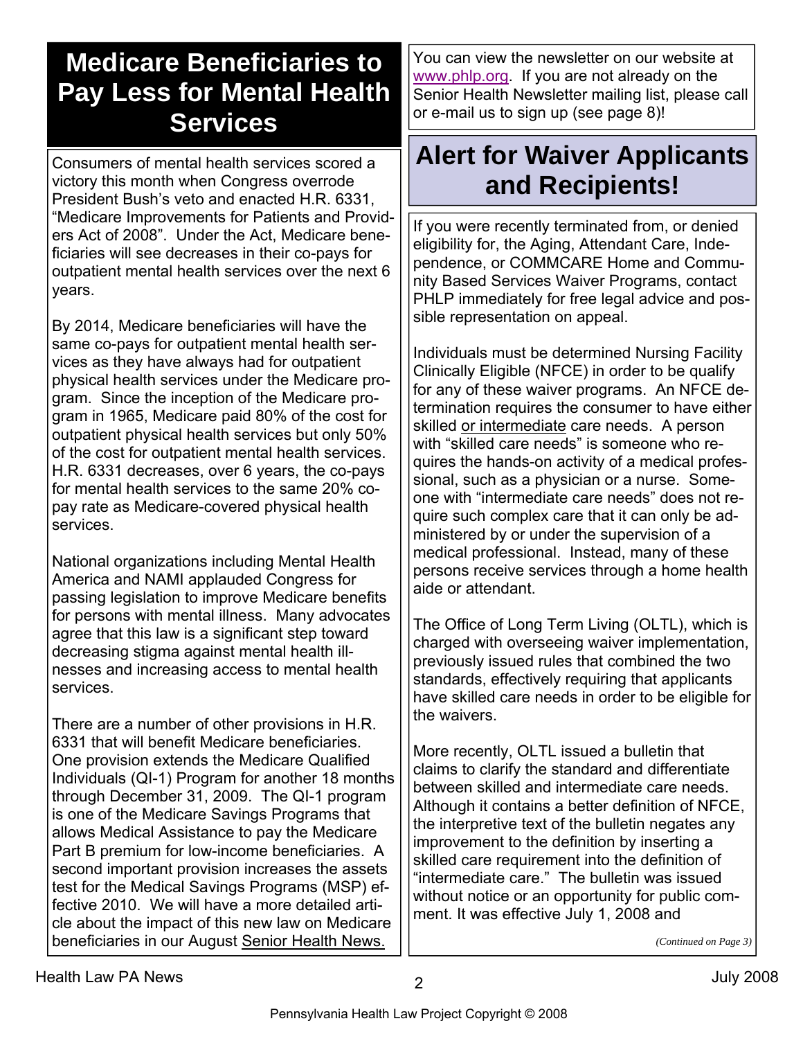# Medicare Beneficiaries to Pay Less for Mental Health Services

Consumers of mental health services scored a victory this month when Congress overrode President Bush's veto and enacted H.R. 6331, "Medicare Improvements for Patients and Providers Act of 2008". Under the Act, Medicare beneficiaries will see decreases in their co-pays for outpatient mental health services over the next 6 years.

By 2014, Medicare beneficiaries will have the same co-pays for outpatient mental health services as they have always had for outpatient physical health services under the Medicare program. Since the inception of the Medicare program in 1965, Medicare paid 80% of the cost for outpatient physical health services but only 50% of the cost for outpatient mental health services. H.R. 6331 decreases, over 6 years, the co-pays for mental health services to the same 20% co-pay rate as Medicare-covered physical health services.

National organizations including Mental Health America and NAMI applauded Congress for passing legislation to improve Medicare benefits for persons with mental illness. Many advocates agree that this law is a significant step toward decreasing stigma against mental health illnesses and increasing access to mental health services.

There are a number of other provisions in H.R. 6331 that will benefit Medicare beneficiaries. One provision extends the Medicare Qualified Individuals (QI-1) Program for another 18 months through December 31, 2009. The QI-1 program is one of the Medicare Savings Programs that allows Medical Assistance to pay the Medicare Part B premium for low-income beneficiaries. A second important provision increases the assets test for the Medical Savings Programs (MSP) effective 2010. We will have a more detailed article about the impact of this new law on Medicare beneficiaries in our August Senior Health News.

You can view the newsletter on our website at www.phlp.org. If you are not already on the Senior Health Newsletter mailing list, please call or e-mail us to sign up (see page 8)!

# Alert for Waiver Applicants and Recipients!

If you were recently terminated from, or denied eligibility for, the Aging, Attendant Care, Independence, or COMMCARE Home and Community Based Services Waiver Programs, contact PHLP immediately for free legal advice and possible representation on appeal.

Individuals must be determined Nursing Facility Clinically Eligible (NFCE) in order to be qualify for any of these waiver programs. An NFCE determination requires the consumer to have either skilled or intermediate care needs. A person with "skilled care needs" is someone who requires the hands-on activity of a medical professional, such as a physician or a nurse. Someone with "intermediate care needs" does not require such complex care that it can only be administered by or under the supervision of a medical professional. Instead, many of these persons receive services through a home health aide or attendant.

The Office of Long Term Living (OLTL), which is charged with overseeing waiver implementation, previously issued rules that combined the two standards, effectively requiring that applicants have skilled care needs in order to be eligible for the waivers.

More recently, OLTL issued a bulletin that claims to clarify the standard and differentiate between skilled and intermediate care needs. Although it contains a better definition of NFCE, the interpretive text of the bulletin negates any improvement to the definition by inserting a skilled care requirement into the definition of "intermediate care." The bulletin was issued without notice or an opportunity for public comment. It was effective July 1, 2008 and

*(Continued on Page 3)*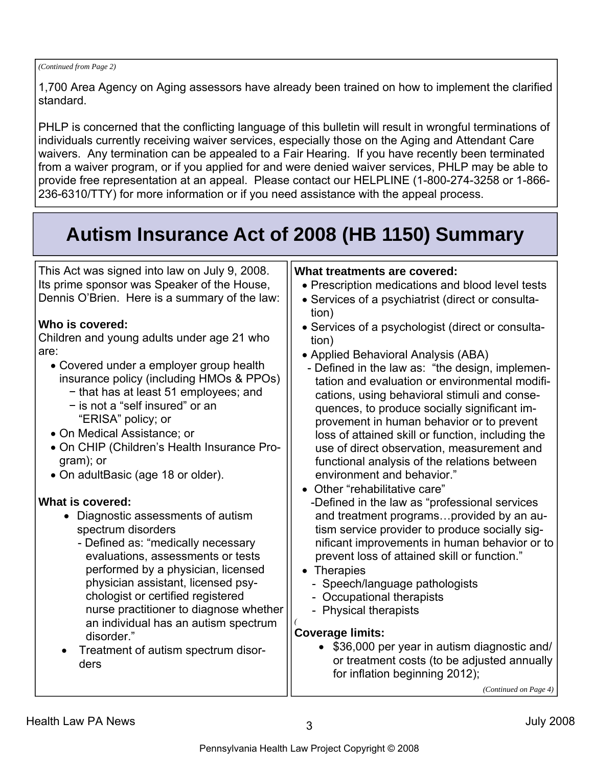*(Continued from Page 2)*

1,700 Area Agency on Aging assessors have already been trained on how to implement the clarified standard.

PHLP is concerned that the conflicting language of this bulletin will result in wrongful terminations of individuals currently receiving waiver services, especially those on the Aging and Attendant Care waivers. Any termination can be appealed to a Fair Hearing. If you have recently been terminated from a waiver program, or if you applied for and were denied waiver services, PHLP may be able to provide free representation at an appeal. Please contact our HELPLINE (1-800-274-3258 or 1-866-236-6310/TTY) for more information or if you need assistance with the appeal process.

# Autism Insurance Act of 2008 (HB 1150) Summary

This Act was signed into law on July 9, 2008. Its prime sponsor was Speaker of the House, Dennis O'Brien. Here is a summary of the law:

**Who is covered:**

Children and young adults under age 21 who are:

- Covered under a employer group health insurance policy (including HMOs & PPOs)
  - − that has at least 51 employees; and
  - − is not a "self insured" or an "ERISA" policy; or
- On Medical Assistance; or
- On CHIP (Children's Health Insurance Program); or
- On adultBasic (age 18 or older).

**What is covered:**

- Diagnostic assessments of autism spectrum disorders
  - Defined as: "medically necessary evaluations, assessments or tests performed by a physician, licensed physician assistant, licensed psychologist or certified registered nurse practitioner to diagnose whether an individual has an autism spectrum disorder."
- Treatment of autism spectrum disorders

**What treatments are covered:**

- Prescription medications and blood level tests
- Services of a psychiatrist (direct or consultation)
- Services of a psychologist (direct or consultation)
- Applied Behavioral Analysis (ABA)
  - Defined in the law as: "the design, implementation and evaluation or environmental modifications, using behavioral stimuli and consequences, to produce socially significant improvement in human behavior or to prevent loss of attained skill or function, including the use of direct observation, measurement and functional analysis of the relations between environment and behavior."
- Other "rehabilitative care"
  - Defined in the law as "professional services and treatment programs…provided by an autism service provider to produce socially significant improvements in human behavior or to prevent loss of attained skill or function."
- Therapies
  - Speech/language pathologists
  - Occupational therapists
  - Physical therapists

**Coverage limits:**

- $36,000 per year in autism diagnostic and/or treatment costs (to be adjusted annually for inflation beginning 2012);

*(Continued on Page 4)*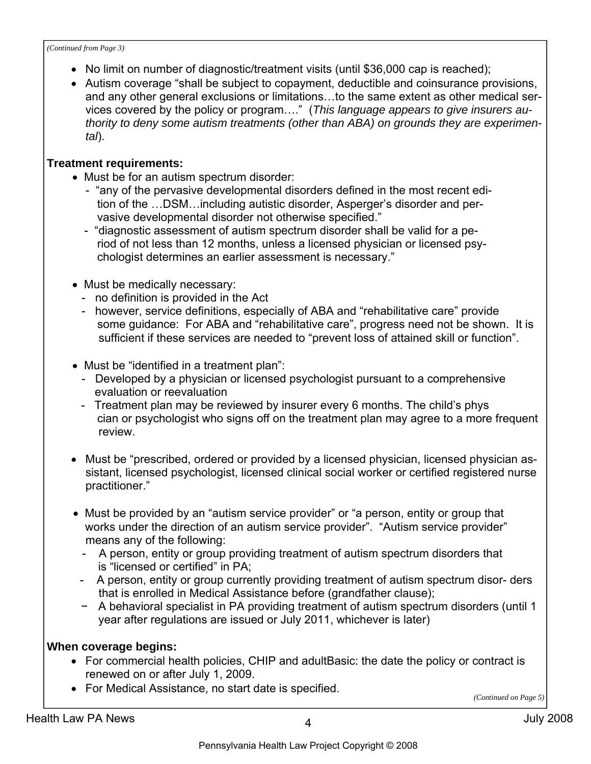*(Continued from Page 3)*

- No limit on number of diagnostic/treatment visits (until $36,000 cap is reached);
- Autism coverage "shall be subject to copayment, deductible and coinsurance provisions, and any other general exclusions or limitations…to the same extent as other medical services covered by the policy or program…." (*This language appears to give insurers authority to deny some autism treatments (other than ABA) on grounds they are experimental*).

**Treatment requirements:**

- Must be for an autism spectrum disorder:
  - "any of the pervasive developmental disorders defined in the most recent edition of the …DSM…including autistic disorder, Asperger's disorder and pervasive developmental disorder not otherwise specified."
  - "diagnostic assessment of autism spectrum disorder shall be valid for a period of not less than 12 months, unless a licensed physician or licensed psychologist determines an earlier assessment is necessary."

- Must be medically necessary:
  - no definition is provided in the Act
  - however, service definitions, especially of ABA and "rehabilitative care" provide some guidance: For ABA and "rehabilitative care", progress need not be shown. It is sufficient if these services are needed to "prevent loss of attained skill or function".

- Must be "identified in a treatment plan":
  - Developed by a physician or licensed psychologist pursuant to a comprehensive evaluation or reevaluation
  - Treatment plan may be reviewed by insurer every 6 months. The child's phys cian or psychologist who signs off on the treatment plan may agree to a more frequent review.

- Must be "prescribed, ordered or provided by a licensed physician, licensed physician assistant, licensed psychologist, licensed clinical social worker or certified registered nurse practitioner."

- Must be provided by an "autism service provider" or "a person, entity or group that works under the direction of an autism service provider". "Autism service provider" means any of the following:
  - A person, entity or group providing treatment of autism spectrum disorders that is "licensed or certified" in PA;
  - A person, entity or group currently providing treatment of autism spectrum disorders that is enrolled in Medical Assistance before (grandfather clause);
  - A behavioral specialist in PA providing treatment of autism spectrum disorders (until 1 year after regulations are issued or July 2011, whichever is later)

**When coverage begins:**

- For commercial health policies, CHIP and adultBasic: the date the policy or contract is renewed on or after July 1, 2009.
- For Medical Assistance, no start date is specified.

*(Continued on Page 5)*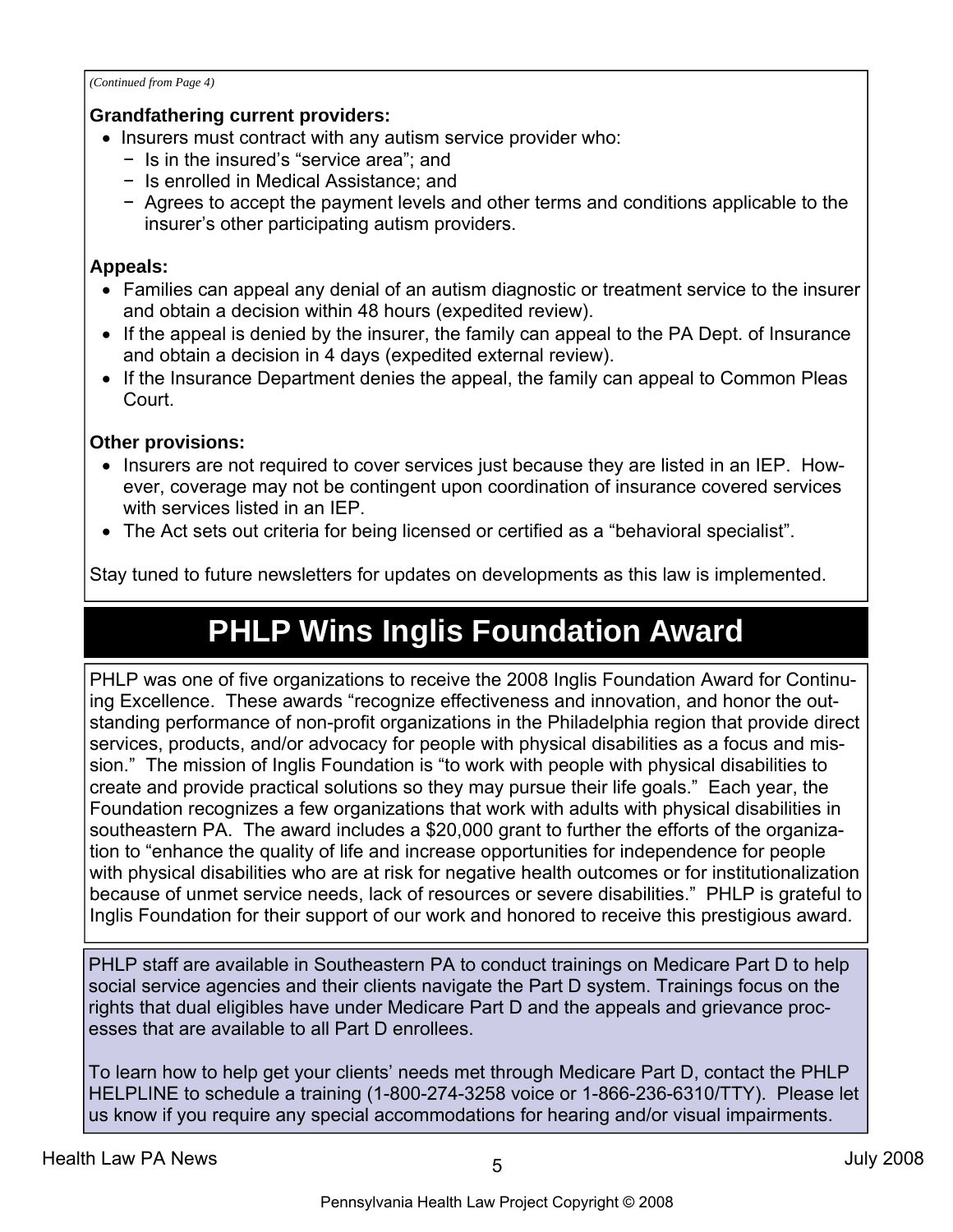*(Continued from Page 4)*

**Grandfathering current providers:**

- Insurers must contract with any autism service provider who:
  - Is in the insured's "service area"; and
  - Is enrolled in Medical Assistance; and
  - Agrees to accept the payment levels and other terms and conditions applicable to the insurer's other participating autism providers.

**Appeals:**

- Families can appeal any denial of an autism diagnostic or treatment service to the insurer and obtain a decision within 48 hours (expedited review).
- If the appeal is denied by the insurer, the family can appeal to the PA Dept. of Insurance and obtain a decision in 4 days (expedited external review).
- If the Insurance Department denies the appeal, the family can appeal to Common Pleas Court.

**Other provisions:**

- Insurers are not required to cover services just because they are listed in an IEP. However, coverage may not be contingent upon coordination of insurance covered services with services listed in an IEP.
- The Act sets out criteria for being licensed or certified as a "behavioral specialist".

Stay tuned to future newsletters for updates on developments as this law is implemented.

# PHLP Wins Inglis Foundation Award

PHLP was one of five organizations to receive the 2008 Inglis Foundation Award for Continuing Excellence. These awards "recognize effectiveness and innovation, and honor the outstanding performance of non-profit organizations in the Philadelphia region that provide direct services, products, and/or advocacy for people with physical disabilities as a focus and mission." The mission of Inglis Foundation is "to work with people with physical disabilities to create and provide practical solutions so they may pursue their life goals." Each year, the Foundation recognizes a few organizations that work with adults with physical disabilities in southeastern PA. The award includes a $20,000 grant to further the efforts of the organization to "enhance the quality of life and increase opportunities for independence for people with physical disabilities who are at risk for negative health outcomes or for institutionalization because of unmet service needs, lack of resources or severe disabilities." PHLP is grateful to Inglis Foundation for their support of our work and honored to receive this prestigious award.

PHLP staff are available in Southeastern PA to conduct trainings on Medicare Part D to help social service agencies and their clients navigate the Part D system. Trainings focus on the rights that dual eligibles have under Medicare Part D and the appeals and grievance processes that are available to all Part D enrollees.

To learn how to help get your clients' needs met through Medicare Part D, contact the PHLP HELPLINE to schedule a training (1-800-274-3258 voice or 1-866-236-6310/TTY). Please let us know if you require any special accommodations for hearing and/or visual impairments.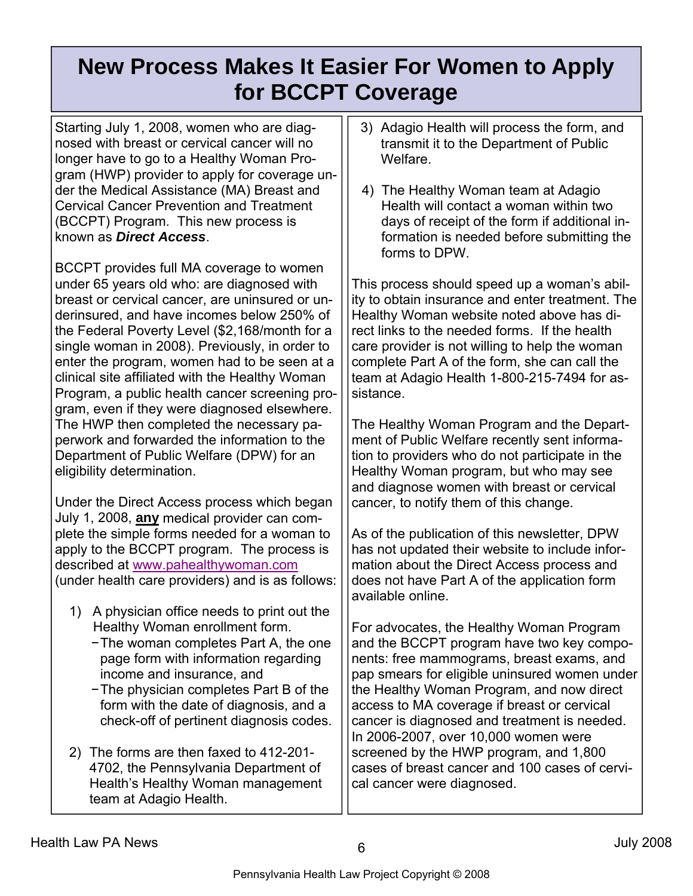# New Process Makes It Easier For Women to Apply for BCCPT Coverage

Starting July 1, 2008, women who are diagnosed with breast or cervical cancer will no longer have to go to a Healthy Woman Program (HWP) provider to apply for coverage under the Medical Assistance (MA) Breast and Cervical Cancer Prevention and Treatment (BCCPT) Program. This new process is known as ***Direct Access***.

BCCPT provides full MA coverage to women under 65 years old who: are diagnosed with breast or cervical cancer, are uninsured or underinsured, and have incomes below 250% of the Federal Poverty Level ($2,168/month for a single woman in 2008). Previously, in order to enter the program, women had to be seen at a clinical site affiliated with the Healthy Woman Program, a public health cancer screening program, even if they were diagnosed elsewhere. The HWP then completed the necessary paperwork and forwarded the information to the Department of Public Welfare (DPW) for an eligibility determination.

Under the Direct Access process which began July 1, 2008, **any** medical provider can complete the simple forms needed for a woman to apply to the BCCPT program. The process is described at www.pahealthywoman.com (under health care providers) and is as follows:

1) A physician office needs to print out the Healthy Woman enrollment form.
   - The woman completes Part A, the one page form with information regarding income and insurance, and
   - The physician completes Part B of the form with the date of diagnosis, and a check-off of pertinent diagnosis codes.
2) The forms are then faxed to 412-201-4702, the Pennsylvania Department of Health's Healthy Woman management team at Adagio Health.
3) Adagio Health will process the form, and transmit it to the Department of Public Welfare.
4) The Healthy Woman team at Adagio Health will contact a woman within two days of receipt of the form if additional information is needed before submitting the forms to DPW.

This process should speed up a woman's ability to obtain insurance and enter treatment. The Healthy Woman website noted above has direct links to the needed forms. If the health care provider is not willing to help the woman complete Part A of the form, she can call the team at Adagio Health 1-800-215-7494 for assistance.

The Healthy Woman Program and the Department of Public Welfare recently sent information to providers who do not participate in the Healthy Woman program, but who may see and diagnose women with breast or cervical cancer, to notify them of this change.

As of the publication of this newsletter, DPW has not updated their website to include information about the Direct Access process and does not have Part A of the application form available online.

For advocates, the Healthy Woman Program and the BCCPT program have two key components: free mammograms, breast exams, and pap smears for eligible uninsured women under the Healthy Woman Program, and now direct access to MA coverage if breast or cervical cancer is diagnosed and treatment is needed. In 2006-2007, over 10,000 women were screened by the HWP program, and 1,800 cases of breast cancer and 100 cases of cervical cancer were diagnosed.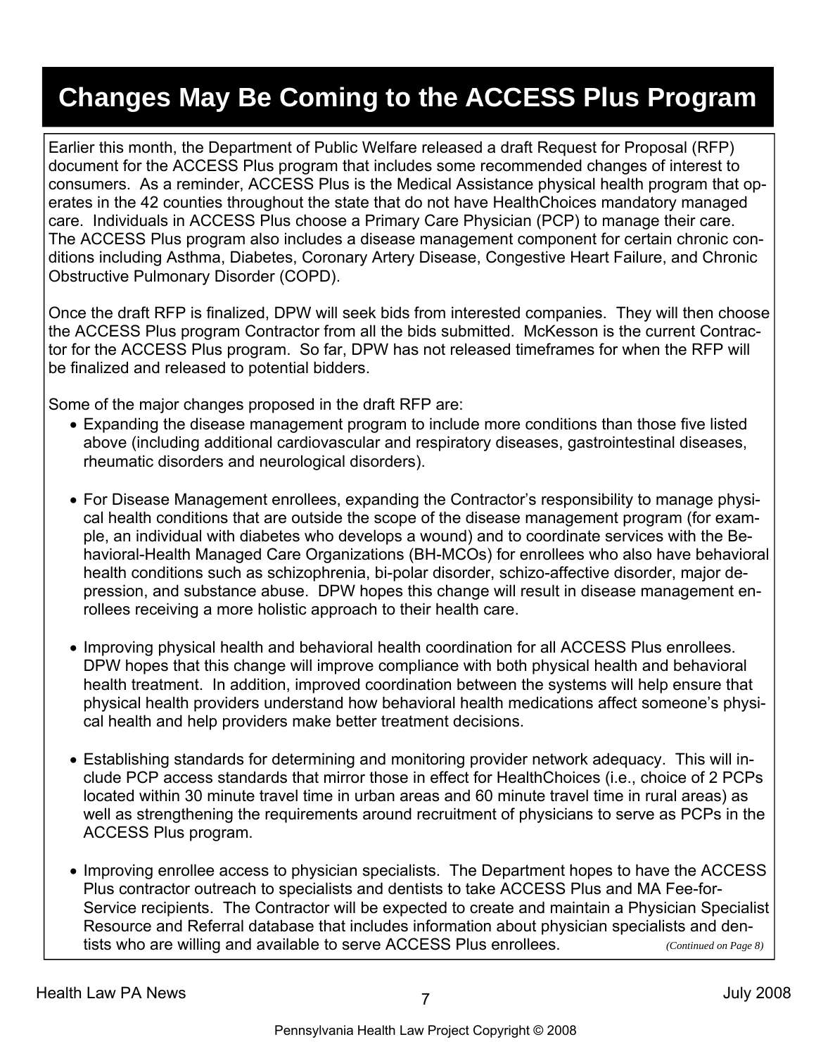# Changes May Be Coming to the ACCESS Plus Program

Earlier this month, the Department of Public Welfare released a draft Request for Proposal (RFP) document for the ACCESS Plus program that includes some recommended changes of interest to consumers. As a reminder, ACCESS Plus is the Medical Assistance physical health program that operates in the 42 counties throughout the state that do not have HealthChoices mandatory managed care. Individuals in ACCESS Plus choose a Primary Care Physician (PCP) to manage their care. The ACCESS Plus program also includes a disease management component for certain chronic conditions including Asthma, Diabetes, Coronary Artery Disease, Congestive Heart Failure, and Chronic Obstructive Pulmonary Disorder (COPD).

Once the draft RFP is finalized, DPW will seek bids from interested companies. They will then choose the ACCESS Plus program Contractor from all the bids submitted. McKesson is the current Contractor for the ACCESS Plus program. So far, DPW has not released timeframes for when the RFP will be finalized and released to potential bidders.

Some of the major changes proposed in the draft RFP are:

- Expanding the disease management program to include more conditions than those five listed above (including additional cardiovascular and respiratory diseases, gastrointestinal diseases, rheumatic disorders and neurological disorders).

- For Disease Management enrollees, expanding the Contractor's responsibility to manage physical health conditions that are outside the scope of the disease management program (for example, an individual with diabetes who develops a wound) and to coordinate services with the Behavioral-Health Managed Care Organizations (BH-MCOs) for enrollees who also have behavioral health conditions such as schizophrenia, bi-polar disorder, schizo-affective disorder, major depression, and substance abuse. DPW hopes this change will result in disease management enrollees receiving a more holistic approach to their health care.

- Improving physical health and behavioral health coordination for all ACCESS Plus enrollees. DPW hopes that this change will improve compliance with both physical health and behavioral health treatment. In addition, improved coordination between the systems will help ensure that physical health providers understand how behavioral health medications affect someone's physical health and help providers make better treatment decisions.

- Establishing standards for determining and monitoring provider network adequacy. This will include PCP access standards that mirror those in effect for HealthChoices (i.e., choice of 2 PCPs located within 30 minute travel time in urban areas and 60 minute travel time in rural areas) as well as strengthening the requirements around recruitment of physicians to serve as PCPs in the ACCESS Plus program.

- Improving enrollee access to physician specialists. The Department hopes to have the ACCESS Plus contractor outreach to specialists and dentists to take ACCESS Plus and MA Fee-for-Service recipients. The Contractor will be expected to create and maintain a Physician Specialist Resource and Referral database that includes information about physician specialists and dentists who are willing and available to serve ACCESS Plus enrollees.

*(Continued on Page 8)*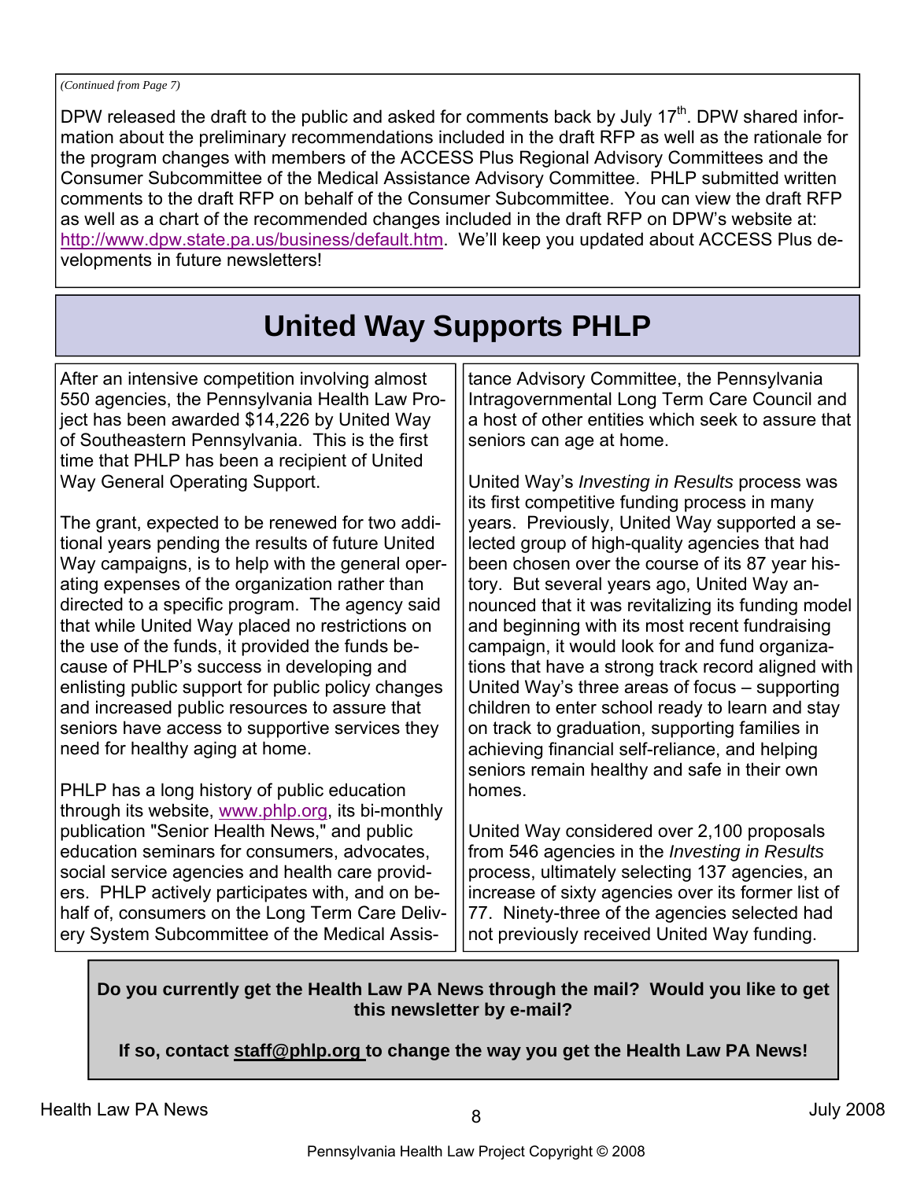*(Continued from Page 7)*

DPW released the draft to the public and asked for comments back by July 17th. DPW shared information about the preliminary recommendations included in the draft RFP as well as the rationale for the program changes with members of the ACCESS Plus Regional Advisory Committees and the Consumer Subcommittee of the Medical Assistance Advisory Committee. PHLP submitted written comments to the draft RFP on behalf of the Consumer Subcommittee. You can view the draft RFP as well as a chart of the recommended changes included in the draft RFP on DPW's website at: http://www.dpw.state.pa.us/business/default.htm. We'll keep you updated about ACCESS Plus developments in future newsletters!

# United Way Supports PHLP

After an intensive competition involving almost 550 agencies, the Pennsylvania Health Law Project has been awarded $14,226 by United Way of Southeastern Pennsylvania. This is the first time that PHLP has been a recipient of United Way General Operating Support.

The grant, expected to be renewed for two additional years pending the results of future United Way campaigns, is to help with the general operating expenses of the organization rather than directed to a specific program. The agency said that while United Way placed no restrictions on the use of the funds, it provided the funds because of PHLP's success in developing and enlisting public support for public policy changes and increased public resources to assure that seniors have access to supportive services they need for healthy aging at home.

PHLP has a long history of public education through its website, www.phlp.org, its bi-monthly publication "Senior Health News," and public education seminars for consumers, advocates, social service agencies and health care providers. PHLP actively participates with, and on behalf of, consumers on the Long Term Care Delivery System Subcommittee of the Medical Assistance Advisory Committee, the Pennsylvania Intragovernmental Long Term Care Council and a host of other entities which seek to assure that seniors can age at home.

United Way's *Investing in Results* process was its first competitive funding process in many years. Previously, United Way supported a selected group of high-quality agencies that had been chosen over the course of its 87 year history. But several years ago, United Way announced that it was revitalizing its funding model and beginning with its most recent fundraising campaign, it would look for and fund organizations that have a strong track record aligned with United Way's three areas of focus – supporting children to enter school ready to learn and stay on track to graduation, supporting families in achieving financial self-reliance, and helping seniors remain healthy and safe in their own homes.

United Way considered over 2,100 proposals from 546 agencies in the *Investing in Results* process, ultimately selecting 137 agencies, an increase of sixty agencies over its former list of 77. Ninety-three of the agencies selected had not previously received United Way funding.

**Do you currently get the Health Law PA News through the mail? Would you like to get this newsletter by e-mail?**

**If so, contact staff@phlp.org to change the way you get the Health Law PA News!**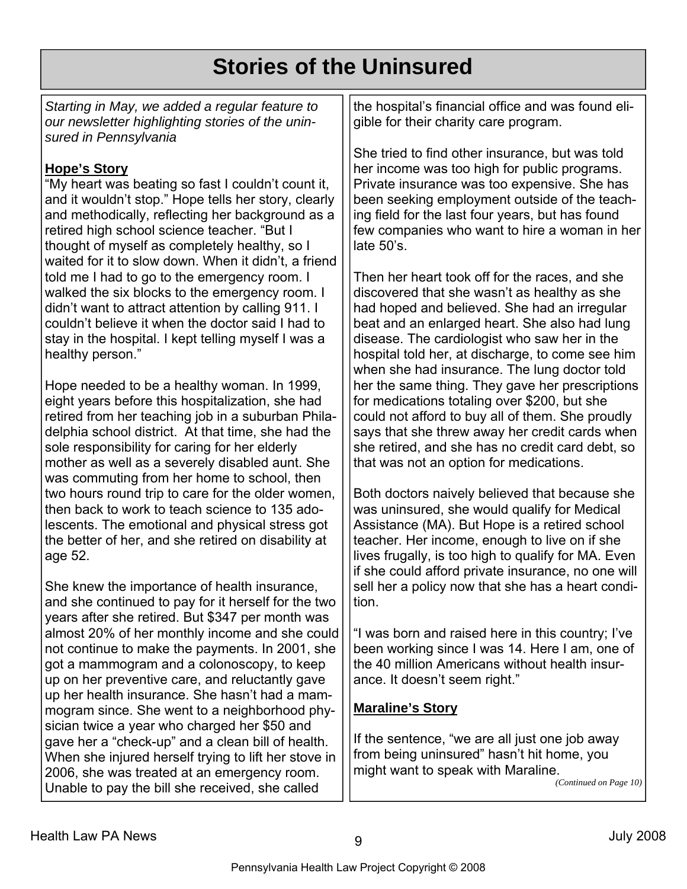# Stories of the Uninsured

*Starting in May, we added a regular feature to our newsletter highlighting stories of the uninsured in Pennsylvania*

**Hope's Story**

"My heart was beating so fast I couldn't count it, and it wouldn't stop." Hope tells her story, clearly and methodically, reflecting her background as a retired high school science teacher. "But I thought of myself as completely healthy, so I waited for it to slow down. When it didn't, a friend told me I had to go to the emergency room. I walked the six blocks to the emergency room. I didn't want to attract attention by calling 911. I couldn't believe it when the doctor said I had to stay in the hospital. I kept telling myself I was a healthy person."

Hope needed to be a healthy woman. In 1999, eight years before this hospitalization, she had retired from her teaching job in a suburban Philadelphia school district. At that time, she had the sole responsibility for caring for her elderly mother as well as a severely disabled aunt. She was commuting from her home to school, then two hours round trip to care for the older women, then back to work to teach science to 135 adolescents. The emotional and physical stress got the better of her, and she retired on disability at age 52.

She knew the importance of health insurance, and she continued to pay for it herself for the two years after she retired. But $347 per month was almost 20% of her monthly income and she could not continue to make the payments. In 2001, she got a mammogram and a colonoscopy, to keep up on her preventive care, and reluctantly gave up her health insurance. She hasn't had a mammogram since. She went to a neighborhood physician twice a year who charged her $50 and gave her a "check-up" and a clean bill of health. When she injured herself trying to lift her stove in 2006, she was treated at an emergency room. Unable to pay the bill she received, she called the hospital's financial office and was found eligible for their charity care program.

She tried to find other insurance, but was told her income was too high for public programs. Private insurance was too expensive. She has been seeking employment outside of the teaching field for the last four years, but has found few companies who want to hire a woman in her late 50's.

Then her heart took off for the races, and she discovered that she wasn't as healthy as she had hoped and believed. She had an irregular beat and an enlarged heart. She also had lung disease. The cardiologist who saw her in the hospital told her, at discharge, to come see him when she had insurance. The lung doctor told her the same thing. They gave her prescriptions for medications totaling over $200, but she could not afford to buy all of them. She proudly says that she threw away her credit cards when she retired, and she has no credit card debt, so that was not an option for medications.

Both doctors naively believed that because she was uninsured, she would qualify for Medical Assistance (MA). But Hope is a retired school teacher. Her income, enough to live on if she lives frugally, is too high to qualify for MA. Even if she could afford private insurance, no one will sell her a policy now that she has a heart condition.

"I was born and raised here in this country; I've been working since I was 14. Here I am, one of the 40 million Americans without health insurance. It doesn't seem right."

**Maraline's Story**

If the sentence, "we are all just one job away from being uninsured" hasn't hit home, you might want to speak with Maraline.

*(Continued on Page 10)*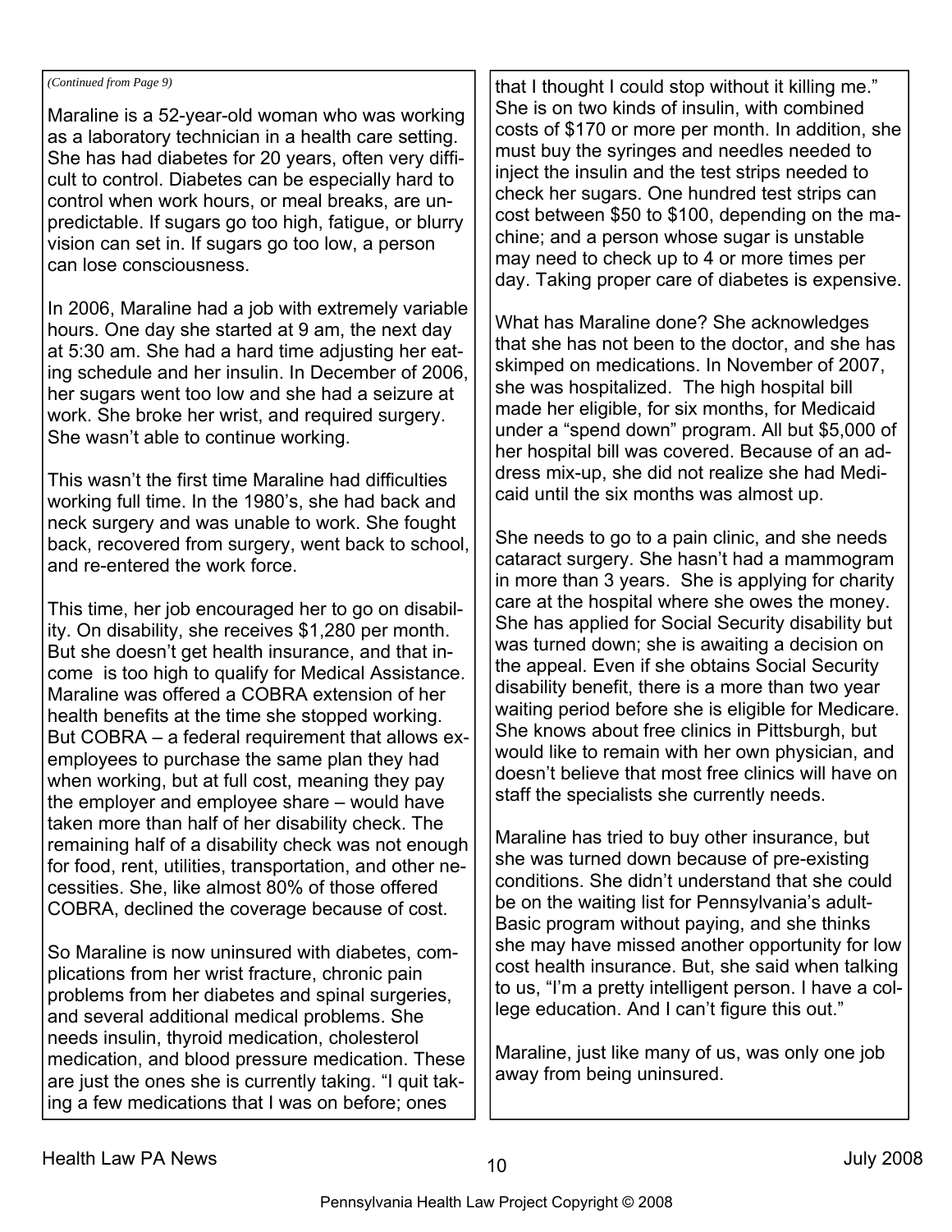*(Continued from Page 9)*

Maraline is a 52-year-old woman who was working as a laboratory technician in a health care setting. She has had diabetes for 20 years, often very difficult to control. Diabetes can be especially hard to control when work hours, or meal breaks, are unpredictable. If sugars go too high, fatigue, or blurry vision can set in. If sugars go too low, a person can lose consciousness.

In 2006, Maraline had a job with extremely variable hours. One day she started at 9 am, the next day at 5:30 am. She had a hard time adjusting her eating schedule and her insulin. In December of 2006, her sugars went too low and she had a seizure at work. She broke her wrist, and required surgery. She wasn't able to continue working.

This wasn't the first time Maraline had difficulties working full time. In the 1980's, she had back and neck surgery and was unable to work. She fought back, recovered from surgery, went back to school, and re-entered the work force.

This time, her job encouraged her to go on disability. On disability, she receives $1,280 per month. But she doesn't get health insurance, and that income is too high to qualify for Medical Assistance. Maraline was offered a COBRA extension of her health benefits at the time she stopped working. But COBRA – a federal requirement that allows ex-employees to purchase the same plan they had when working, but at full cost, meaning they pay the employer and employee share – would have taken more than half of her disability check. The remaining half of a disability check was not enough for food, rent, utilities, transportation, and other necessities. She, like almost 80% of those offered COBRA, declined the coverage because of cost.

So Maraline is now uninsured with diabetes, complications from her wrist fracture, chronic pain problems from her diabetes and spinal surgeries, and several additional medical problems. She needs insulin, thyroid medication, cholesterol medication, and blood pressure medication. These are just the ones she is currently taking. "I quit taking a few medications that I was on before; ones that I thought I could stop without it killing me." She is on two kinds of insulin, with combined costs of $170 or more per month. In addition, she must buy the syringes and needles needed to inject the insulin and the test strips needed to check her sugars. One hundred test strips can cost between $50 to $100, depending on the machine; and a person whose sugar is unstable may need to check up to 4 or more times per day. Taking proper care of diabetes is expensive.

What has Maraline done? She acknowledges that she has not been to the doctor, and she has skimped on medications. In November of 2007, she was hospitalized. The high hospital bill made her eligible, for six months, for Medicaid under a "spend down" program. All but $5,000 of her hospital bill was covered. Because of an address mix-up, she did not realize she had Medicaid until the six months was almost up.

She needs to go to a pain clinic, and she needs cataract surgery. She hasn't had a mammogram in more than 3 years. She is applying for charity care at the hospital where she owes the money. She has applied for Social Security disability but was turned down; she is awaiting a decision on the appeal. Even if she obtains Social Security disability benefit, there is a more than two year waiting period before she is eligible for Medicare. She knows about free clinics in Pittsburgh, but would like to remain with her own physician, and doesn't believe that most free clinics will have on staff the specialists she currently needs.

Maraline has tried to buy other insurance, but she was turned down because of pre-existing conditions. She didn't understand that she could be on the waiting list for Pennsylvania's adult-Basic program without paying, and she thinks she may have missed another opportunity for low cost health insurance. But, she said when talking to us, "I'm a pretty intelligent person. I have a college education. And I can't figure this out."

Maraline, just like many of us, was only one job away from being uninsured.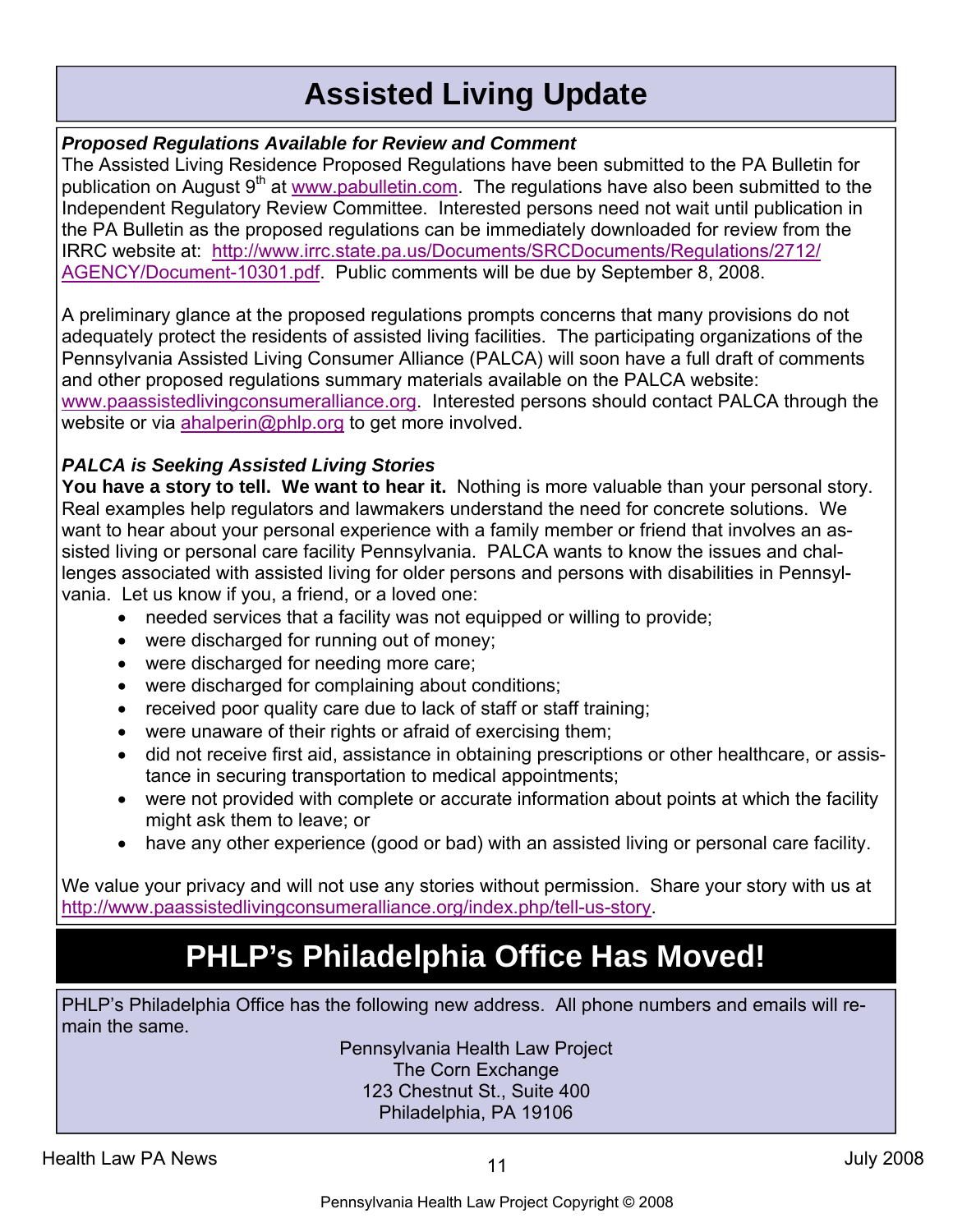# Assisted Living Update

### *Proposed Regulations Available for Review and Comment*

The Assisted Living Residence Proposed Regulations have been submitted to the PA Bulletin for publication on August 9th at www.pabulletin.com. The regulations have also been submitted to the Independent Regulatory Review Committee. Interested persons need not wait until publication in the PA Bulletin as the proposed regulations can be immediately downloaded for review from the IRRC website at: http://www.irrc.state.pa.us/Documents/SRCDocuments/Regulations/2712/AGENCY/Document-10301.pdf. Public comments will be due by September 8, 2008.

A preliminary glance at the proposed regulations prompts concerns that many provisions do not adequately protect the residents of assisted living facilities. The participating organizations of the Pennsylvania Assisted Living Consumer Alliance (PALCA) will soon have a full draft of comments and other proposed regulations summary materials available on the PALCA website: www.paassistedlivingconsumeralliance.org. Interested persons should contact PALCA through the website or via ahalperin@phlp.org to get more involved.

### *PALCA is Seeking Assisted Living Stories*

**You have a story to tell. We want to hear it.** Nothing is more valuable than your personal story. Real examples help regulators and lawmakers understand the need for concrete solutions. We want to hear about your personal experience with a family member or friend that involves an assisted living or personal care facility Pennsylvania. PALCA wants to know the issues and challenges associated with assisted living for older persons and persons with disabilities in Pennsylvania. Let us know if you, a friend, or a loved one:

- needed services that a facility was not equipped or willing to provide;
- were discharged for running out of money;
- were discharged for needing more care;
- were discharged for complaining about conditions;
- received poor quality care due to lack of staff or staff training;
- were unaware of their rights or afraid of exercising them;
- did not receive first aid, assistance in obtaining prescriptions or other healthcare, or assistance in securing transportation to medical appointments;
- were not provided with complete or accurate information about points at which the facility might ask them to leave; or
- have any other experience (good or bad) with an assisted living or personal care facility.

We value your privacy and will not use any stories without permission. Share your story with us at http://www.paassistedlivingconsumeralliance.org/index.php/tell-us-story.

# PHLP's Philadelphia Office Has Moved!

PHLP's Philadelphia Office has the following new address. All phone numbers and emails will remain the same.

Pennsylvania Health Law Project
The Corn Exchange
123 Chestnut St., Suite 400
Philadelphia, PA 19106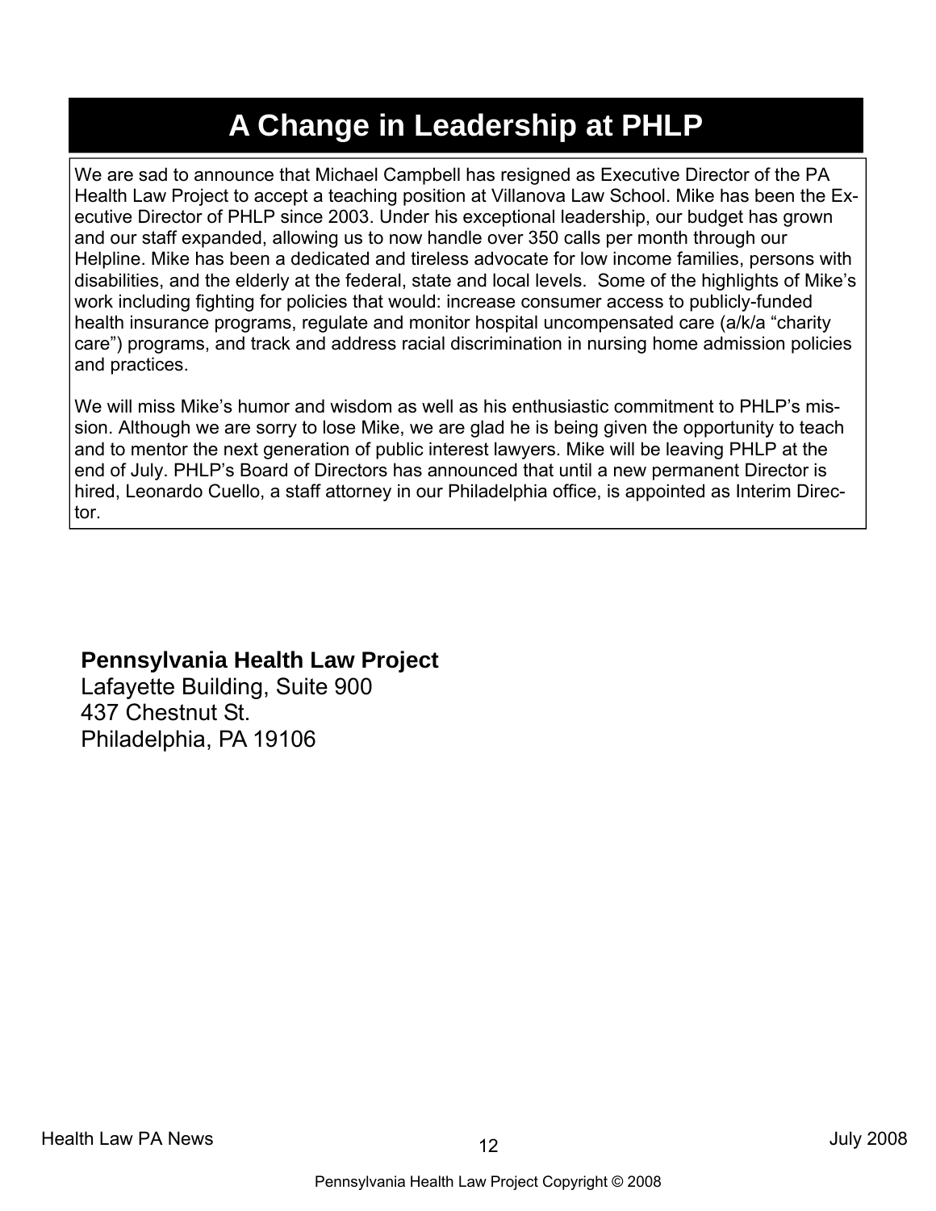# A Change in Leadership at PHLP

We are sad to announce that Michael Campbell has resigned as Executive Director of the PA Health Law Project to accept a teaching position at Villanova Law School. Mike has been the Executive Director of PHLP since 2003. Under his exceptional leadership, our budget has grown and our staff expanded, allowing us to now handle over 350 calls per month through our Helpline. Mike has been a dedicated and tireless advocate for low income families, persons with disabilities, and the elderly at the federal, state and local levels. Some of the highlights of Mike's work including fighting for policies that would: increase consumer access to publicly-funded health insurance programs, regulate and monitor hospital uncompensated care (a/k/a "charity care") programs, and track and address racial discrimination in nursing home admission policies and practices.

We will miss Mike's humor and wisdom as well as his enthusiastic commitment to PHLP's mission. Although we are sorry to lose Mike, we are glad he is being given the opportunity to teach and to mentor the next generation of public interest lawyers. Mike will be leaving PHLP at the end of July. PHLP's Board of Directors has announced that until a new permanent Director is hired, Leonardo Cuello, a staff attorney in our Philadelphia office, is appointed as Interim Director.

**Pennsylvania Health Law Project**
Lafayette Building, Suite 900
437 Chestnut St.
Philadelphia, PA 19106

Pennsylvania Health Law Project Copyright © 2008